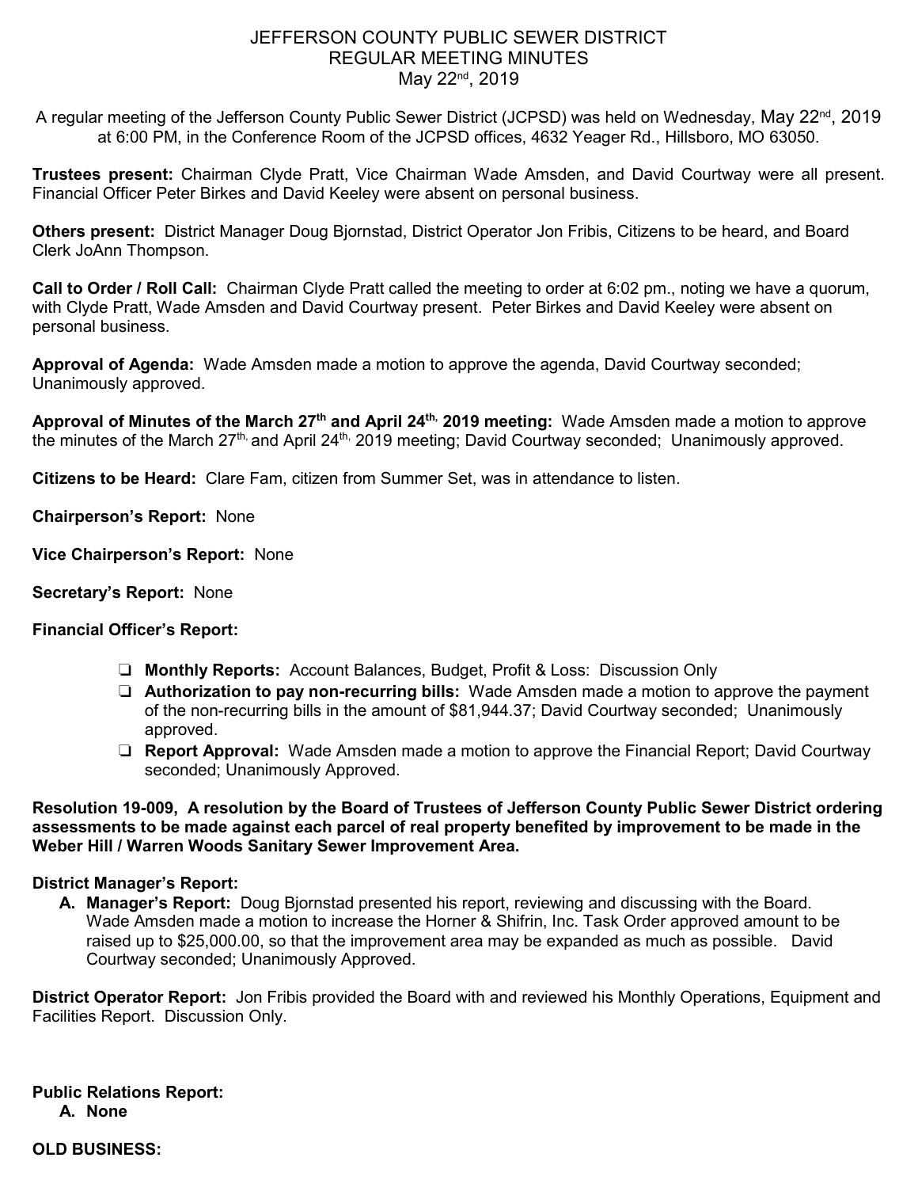# JEFFERSON COUNTY PUBLIC SEWER DISTRICT
## REGULAR MEETING MINUTES
### May 22nd, 2019

A regular meeting of the Jefferson County Public Sewer District (JCPSD) was held on Wednesday, May 22nd, 2019 at 6:00 PM, in the Conference Room of the JCPSD offices, 4632 Yeager Rd., Hillsboro, MO 63050.

**Trustees present:** Chairman Clyde Pratt, Vice Chairman Wade Amsden, and David Courtway were all present. Financial Officer Peter Birkes and David Keeley were absent on personal business.

**Others present:** District Manager Doug Bjornstad, District Operator Jon Fribis, Citizens to be heard, and Board Clerk JoAnn Thompson.

**Call to Order / Roll Call:** Chairman Clyde Pratt called the meeting to order at 6:02 pm., noting we have a quorum, with Clyde Pratt, Wade Amsden and David Courtway present. Peter Birkes and David Keeley were absent on personal business.

**Approval of Agenda:** Wade Amsden made a motion to approve the agenda, David Courtway seconded; Unanimously approved.

**Approval of Minutes of the March 27th and April 24th, 2019 meeting:** Wade Amsden made a motion to approve the minutes of the March 27th, and April 24th, 2019 meeting; David Courtway seconded; Unanimously approved.

**Citizens to be Heard:** Clare Fam, citizen from Summer Set, was in attendance to listen.

**Chairperson's Report:** None

**Vice Chairperson's Report:** None

**Secretary's Report:** None

**Financial Officer's Report:**

- **Monthly Reports:** Account Balances, Budget, Profit & Loss: Discussion Only
- **Authorization to pay non-recurring bills:** Wade Amsden made a motion to approve the payment of the non-recurring bills in the amount of $81,944.37; David Courtway seconded; Unanimously approved.
- **Report Approval:** Wade Amsden made a motion to approve the Financial Report; David Courtway seconded; Unanimously Approved.

**Resolution 19-009, A resolution by the Board of Trustees of Jefferson County Public Sewer District ordering assessments to be made against each parcel of real property benefited by improvement to be made in the Weber Hill / Warren Woods Sanitary Sewer Improvement Area.**

**District Manager's Report:**

A. **Manager's Report:** Doug Bjornstad presented his report, reviewing and discussing with the Board. Wade Amsden made a motion to increase the Horner & Shifrin, Inc. Task Order approved amount to be raised up to $25,000.00, so that the improvement area may be expanded as much as possible. David Courtway seconded; Unanimously Approved.

**District Operator Report:** Jon Fribis provided the Board with and reviewed his Monthly Operations, Equipment and Facilities Report. Discussion Only.

**Public Relations Report:**

A. **None**

**OLD BUSINESS:**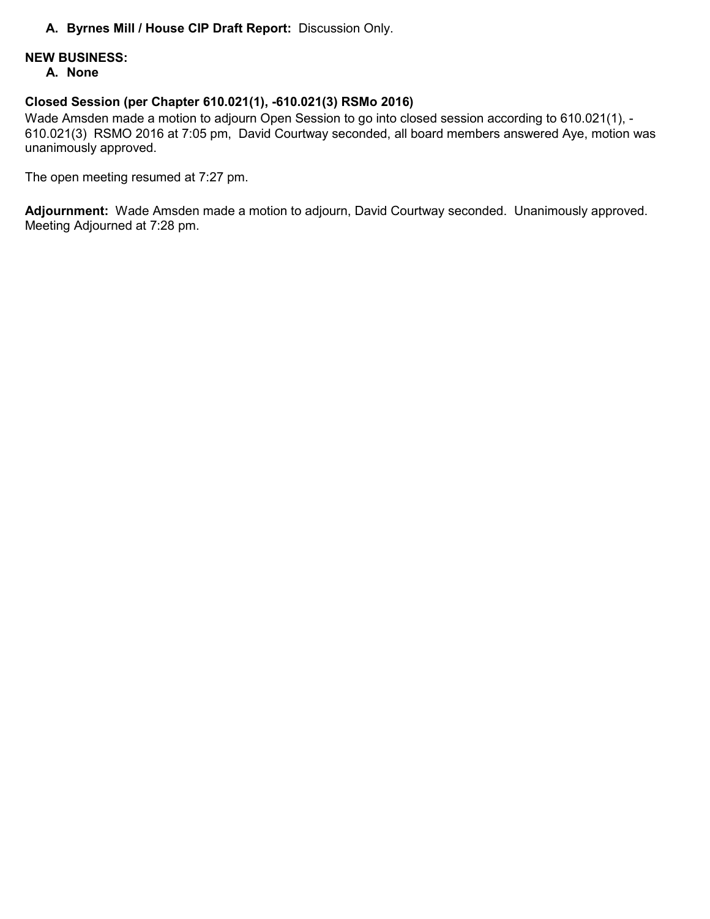A. **Byrnes Mill / House CIP Draft Report:** Discussion Only.

**NEW BUSINESS:**

A. **None**

**Closed Session (per Chapter 610.021(1), -610.021(3) RSMo 2016)**

Wade Amsden made a motion to adjourn Open Session to go into closed session according to 610.021(1), -610.021(3) RSMO 2016 at 7:05 pm, David Courtway seconded, all board members answered Aye, motion was unanimously approved.

The open meeting resumed at 7:27 pm.

**Adjournment:** Wade Amsden made a motion to adjourn, David Courtway seconded. Unanimously approved. Meeting Adjourned at 7:28 pm.